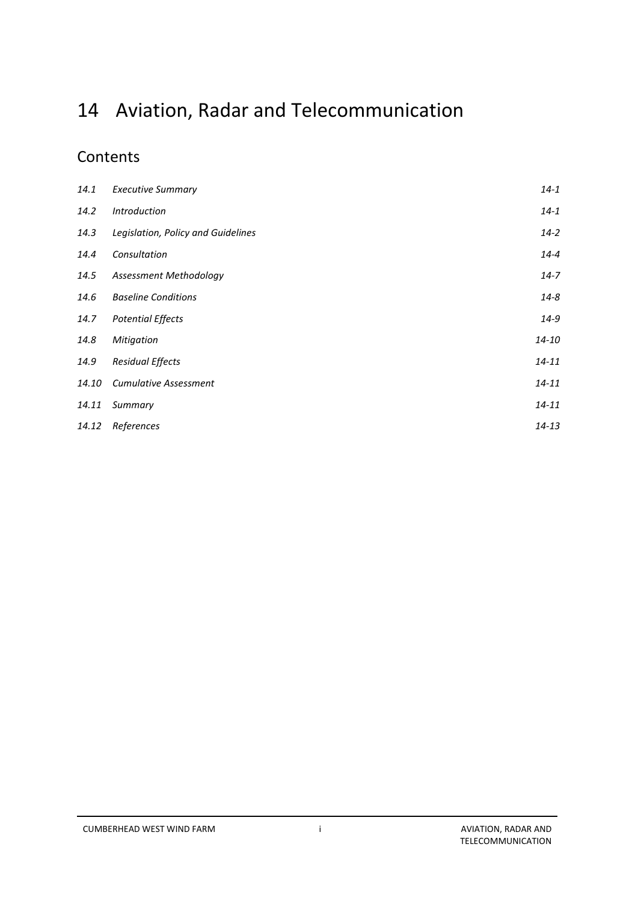# 14 Aviation, Radar and Telecommunication

## Contents

| | | |
|---|---|---|
| *14.1* | *Executive Summary* | *14-1* |
| *14.2* | *Introduction* | *14-1* |
| *14.3* | *Legislation, Policy and Guidelines* | *14-2* |
| *14.4* | *Consultation* | *14-4* |
| *14.5* | *Assessment Methodology* | *14-7* |
| *14.6* | *Baseline Conditions* | *14-8* |
| *14.7* | *Potential Effects* | *14-9* |
| *14.8* | *Mitigation* | *14-10* |
| *14.9* | *Residual Effects* | *14-11* |
| *14.10* | *Cumulative Assessment* | *14-11* |
| *14.11* | *Summary* | *14-11* |
| *14.12* | *References* | *14-13* |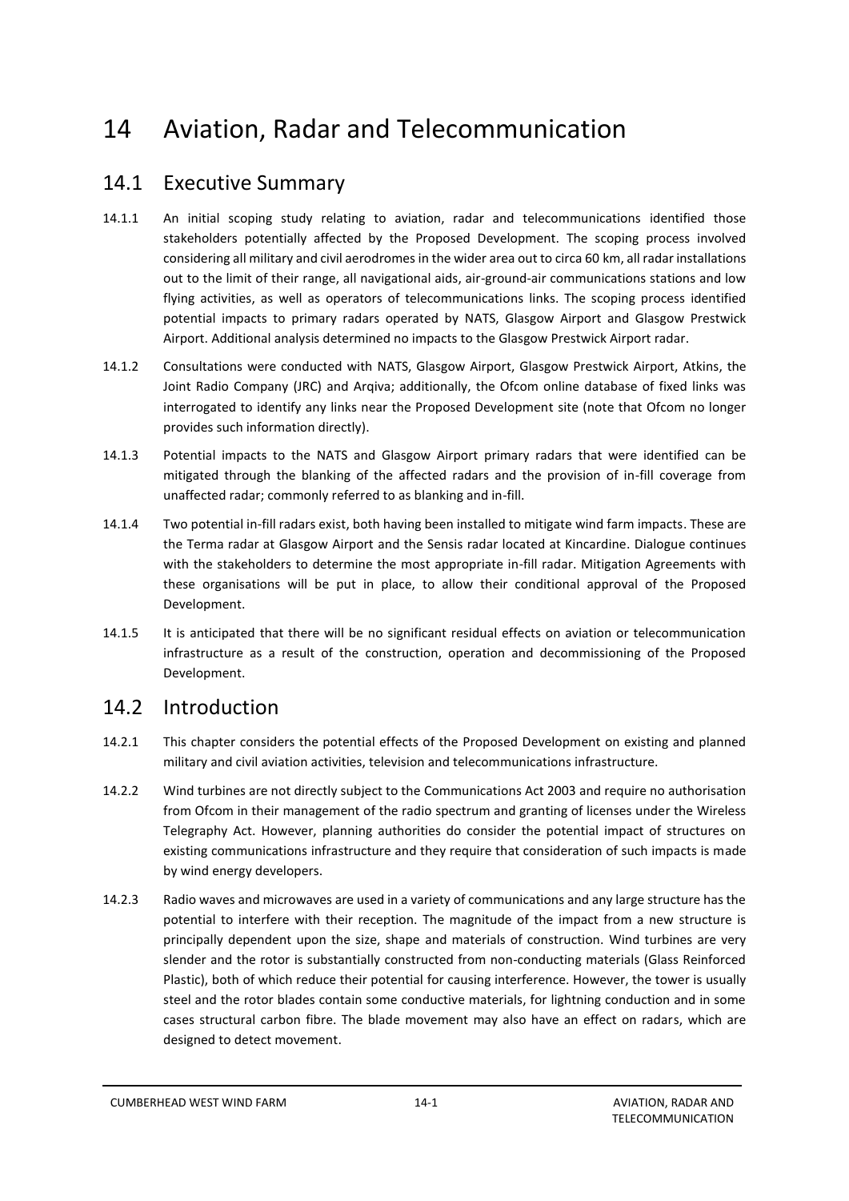# 14 Aviation, Radar and Telecommunication

## 14.1 Executive Summary

14.1.1 An initial scoping study relating to aviation, radar and telecommunications identified those stakeholders potentially affected by the Proposed Development. The scoping process involved considering all military and civil aerodromes in the wider area out to circa 60 km, all radar installations out to the limit of their range, all navigational aids, air-ground-air communications stations and low flying activities, as well as operators of telecommunications links. The scoping process identified potential impacts to primary radars operated by NATS, Glasgow Airport and Glasgow Prestwick Airport. Additional analysis determined no impacts to the Glasgow Prestwick Airport radar.

14.1.2 Consultations were conducted with NATS, Glasgow Airport, Glasgow Prestwick Airport, Atkins, the Joint Radio Company (JRC) and Arqiva; additionally, the Ofcom online database of fixed links was interrogated to identify any links near the Proposed Development site (note that Ofcom no longer provides such information directly).

14.1.3 Potential impacts to the NATS and Glasgow Airport primary radars that were identified can be mitigated through the blanking of the affected radars and the provision of in-fill coverage from unaffected radar; commonly referred to as blanking and in-fill.

14.1.4 Two potential in-fill radars exist, both having been installed to mitigate wind farm impacts. These are the Terma radar at Glasgow Airport and the Sensis radar located at Kincardine. Dialogue continues with the stakeholders to determine the most appropriate in-fill radar. Mitigation Agreements with these organisations will be put in place, to allow their conditional approval of the Proposed Development.

14.1.5 It is anticipated that there will be no significant residual effects on aviation or telecommunication infrastructure as a result of the construction, operation and decommissioning of the Proposed Development.

## 14.2 Introduction

14.2.1 This chapter considers the potential effects of the Proposed Development on existing and planned military and civil aviation activities, television and telecommunications infrastructure.

14.2.2 Wind turbines are not directly subject to the Communications Act 2003 and require no authorisation from Ofcom in their management of the radio spectrum and granting of licenses under the Wireless Telegraphy Act. However, planning authorities do consider the potential impact of structures on existing communications infrastructure and they require that consideration of such impacts is made by wind energy developers.

14.2.3 Radio waves and microwaves are used in a variety of communications and any large structure has the potential to interfere with their reception. The magnitude of the impact from a new structure is principally dependent upon the size, shape and materials of construction. Wind turbines are very slender and the rotor is substantially constructed from non-conducting materials (Glass Reinforced Plastic), both of which reduce their potential for causing interference. However, the tower is usually steel and the rotor blades contain some conductive materials, for lightning conduction and in some cases structural carbon fibre. The blade movement may also have an effect on radars, which are designed to detect movement.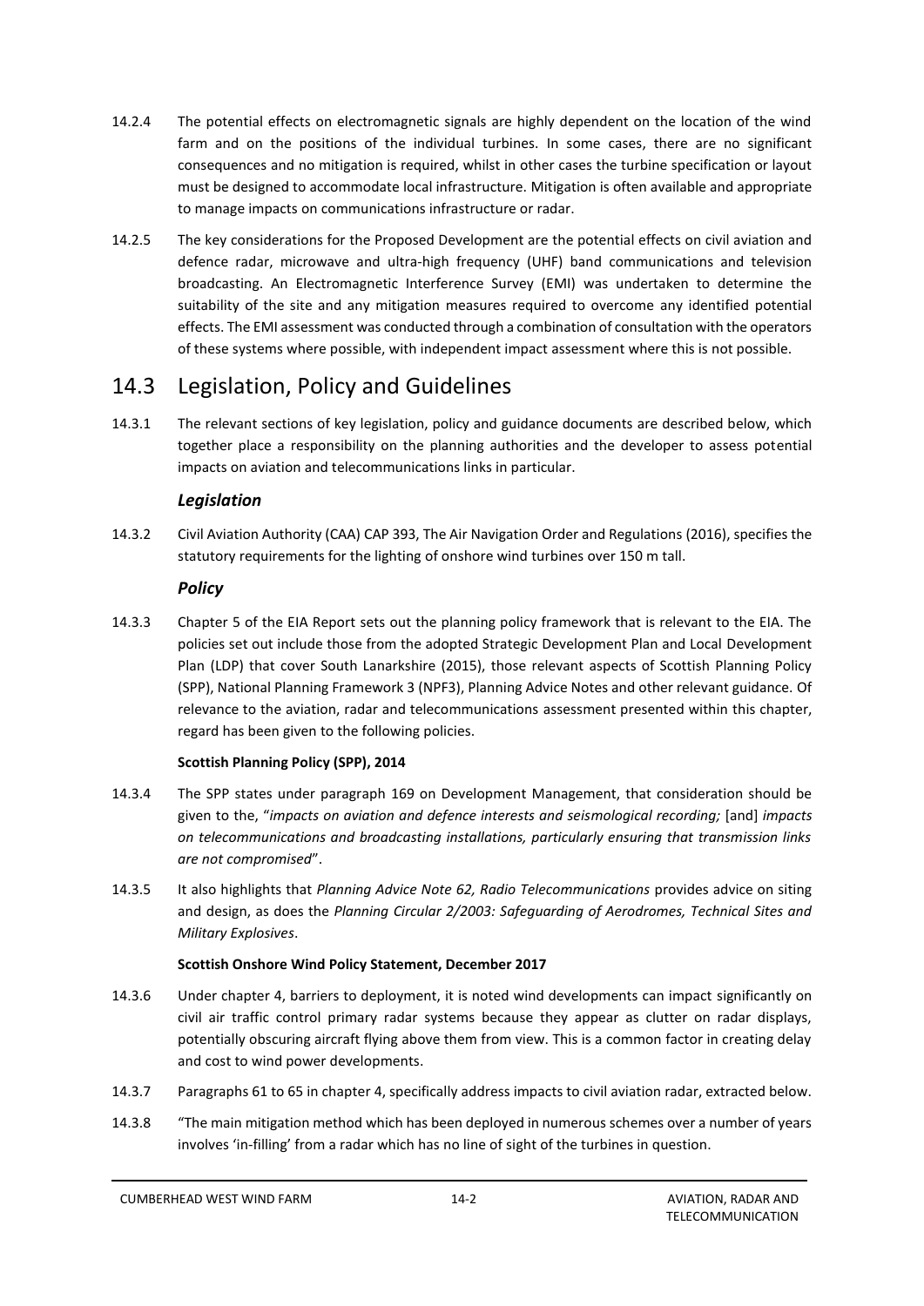14.2.4 The potential effects on electromagnetic signals are highly dependent on the location of the wind farm and on the positions of the individual turbines. In some cases, there are no significant consequences and no mitigation is required, whilst in other cases the turbine specification or layout must be designed to accommodate local infrastructure. Mitigation is often available and appropriate to manage impacts on communications infrastructure or radar.

14.2.5 The key considerations for the Proposed Development are the potential effects on civil aviation and defence radar, microwave and ultra-high frequency (UHF) band communications and television broadcasting. An Electromagnetic Interference Survey (EMI) was undertaken to determine the suitability of the site and any mitigation measures required to overcome any identified potential effects. The EMI assessment was conducted through a combination of consultation with the operators of these systems where possible, with independent impact assessment where this is not possible.

## 14.3 Legislation, Policy and Guidelines

14.3.1 The relevant sections of key legislation, policy and guidance documents are described below, which together place a responsibility on the planning authorities and the developer to assess potential impacts on aviation and telecommunications links in particular.

### *Legislation*

14.3.2 Civil Aviation Authority (CAA) CAP 393, The Air Navigation Order and Regulations (2016), specifies the statutory requirements for the lighting of onshore wind turbines over 150 m tall.

### *Policy*

14.3.3 Chapter 5 of the EIA Report sets out the planning policy framework that is relevant to the EIA. The policies set out include those from the adopted Strategic Development Plan and Local Development Plan (LDP) that cover South Lanarkshire (2015), those relevant aspects of Scottish Planning Policy (SPP), National Planning Framework 3 (NPF3), Planning Advice Notes and other relevant guidance. Of relevance to the aviation, radar and telecommunications assessment presented within this chapter, regard has been given to the following policies.

**Scottish Planning Policy (SPP), 2014**

14.3.4 The SPP states under paragraph 169 on Development Management, that consideration should be given to the, "*impacts on aviation and defence interests and seismological recording;* [and] *impacts on telecommunications and broadcasting installations, particularly ensuring that transmission links are not compromised*".

14.3.5 It also highlights that *Planning Advice Note 62, Radio Telecommunications* provides advice on siting and design, as does the *Planning Circular 2/2003: Safeguarding of Aerodromes, Technical Sites and Military Explosives*.

**Scottish Onshore Wind Policy Statement, December 2017**

14.3.6 Under chapter 4, barriers to deployment, it is noted wind developments can impact significantly on civil air traffic control primary radar systems because they appear as clutter on radar displays, potentially obscuring aircraft flying above them from view. This is a common factor in creating delay and cost to wind power developments.

14.3.7 Paragraphs 61 to 65 in chapter 4, specifically address impacts to civil aviation radar, extracted below.

14.3.8 "The main mitigation method which has been deployed in numerous schemes over a number of years involves 'in-filling' from a radar which has no line of sight of the turbines in question.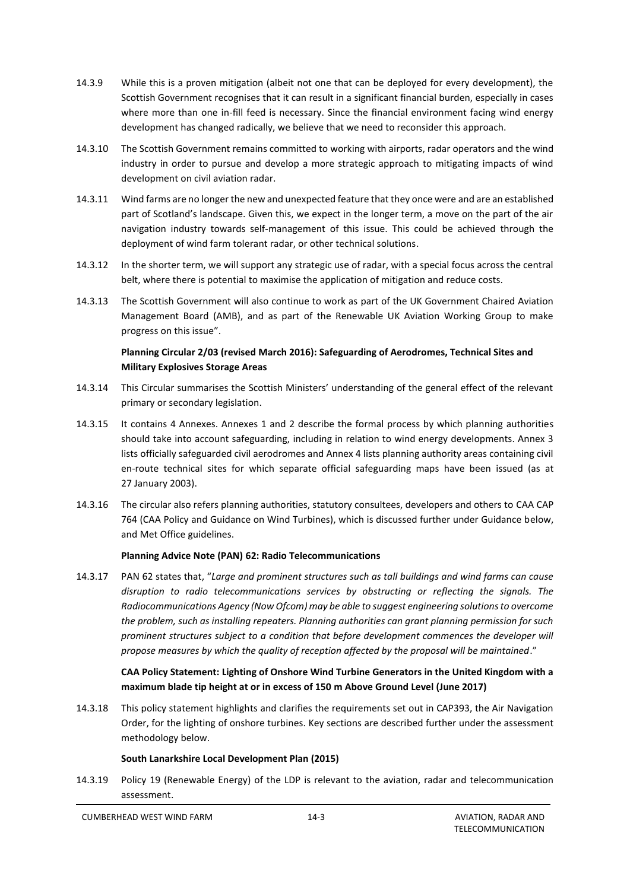14.3.9 While this is a proven mitigation (albeit not one that can be deployed for every development), the Scottish Government recognises that it can result in a significant financial burden, especially in cases where more than one in-fill feed is necessary. Since the financial environment facing wind energy development has changed radically, we believe that we need to reconsider this approach.

14.3.10 The Scottish Government remains committed to working with airports, radar operators and the wind industry in order to pursue and develop a more strategic approach to mitigating impacts of wind development on civil aviation radar.

14.3.11 Wind farms are no longer the new and unexpected feature that they once were and are an established part of Scotland's landscape. Given this, we expect in the longer term, a move on the part of the air navigation industry towards self-management of this issue. This could be achieved through the deployment of wind farm tolerant radar, or other technical solutions.

14.3.12 In the shorter term, we will support any strategic use of radar, with a special focus across the central belt, where there is potential to maximise the application of mitigation and reduce costs.

14.3.13 The Scottish Government will also continue to work as part of the UK Government Chaired Aviation Management Board (AMB), and as part of the Renewable UK Aviation Working Group to make progress on this issue".

**Planning Circular 2/03 (revised March 2016): Safeguarding of Aerodromes, Technical Sites and Military Explosives Storage Areas**

14.3.14 This Circular summarises the Scottish Ministers' understanding of the general effect of the relevant primary or secondary legislation.

14.3.15 It contains 4 Annexes. Annexes 1 and 2 describe the formal process by which planning authorities should take into account safeguarding, including in relation to wind energy developments. Annex 3 lists officially safeguarded civil aerodromes and Annex 4 lists planning authority areas containing civil en-route technical sites for which separate official safeguarding maps have been issued (as at 27 January 2003).

14.3.16 The circular also refers planning authorities, statutory consultees, developers and others to CAA CAP 764 (CAA Policy and Guidance on Wind Turbines), which is discussed further under Guidance below, and Met Office guidelines.

**Planning Advice Note (PAN) 62: Radio Telecommunications**

14.3.17 PAN 62 states that, "*Large and prominent structures such as tall buildings and wind farms can cause disruption to radio telecommunications services by obstructing or reflecting the signals. The Radiocommunications Agency (Now Ofcom) may be able to suggest engineering solutions to overcome the problem, such as installing repeaters. Planning authorities can grant planning permission for such prominent structures subject to a condition that before development commences the developer will propose measures by which the quality of reception affected by the proposal will be maintained*."

**CAA Policy Statement: Lighting of Onshore Wind Turbine Generators in the United Kingdom with a maximum blade tip height at or in excess of 150 m Above Ground Level (June 2017)**

14.3.18 This policy statement highlights and clarifies the requirements set out in CAP393, the Air Navigation Order, for the lighting of onshore turbines. Key sections are described further under the assessment methodology below.

**South Lanarkshire Local Development Plan (2015)**

14.3.19 Policy 19 (Renewable Energy) of the LDP is relevant to the aviation, radar and telecommunication assessment.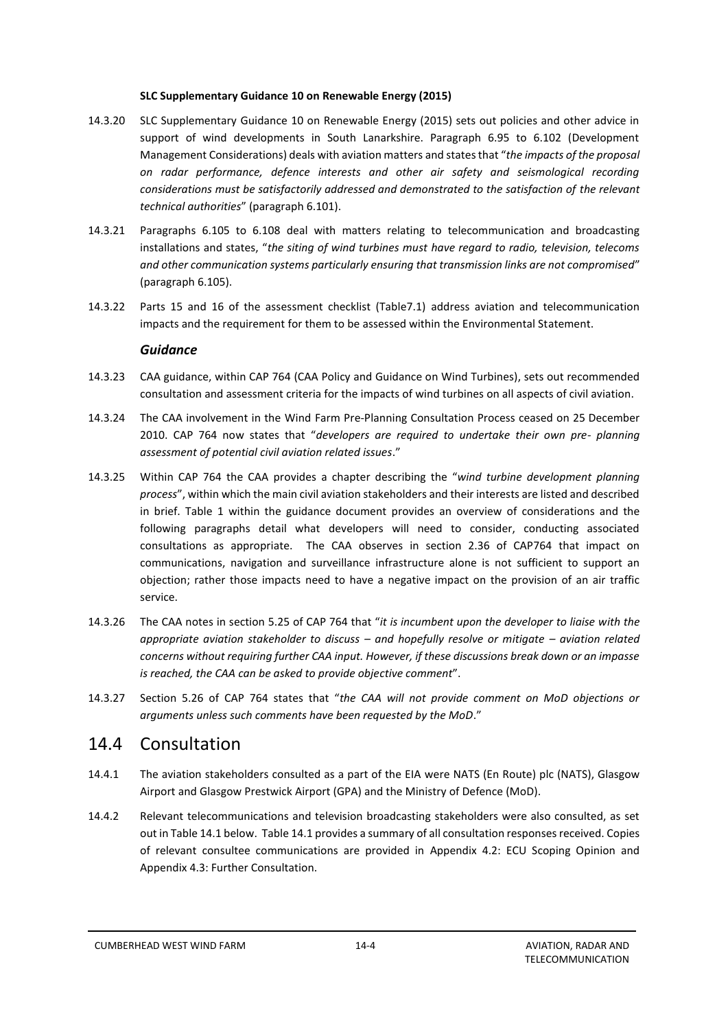**SLC Supplementary Guidance 10 on Renewable Energy (2015)**

14.3.20 SLC Supplementary Guidance 10 on Renewable Energy (2015) sets out policies and other advice in support of wind developments in South Lanarkshire. Paragraph 6.95 to 6.102 (Development Management Considerations) deals with aviation matters and states that "*the impacts of the proposal on radar performance, defence interests and other air safety and seismological recording considerations must be satisfactorily addressed and demonstrated to the satisfaction of the relevant technical authorities*" (paragraph 6.101).

14.3.21 Paragraphs 6.105 to 6.108 deal with matters relating to telecommunication and broadcasting installations and states, "*the siting of wind turbines must have regard to radio, television, telecoms and other communication systems particularly ensuring that transmission links are not compromised*" (paragraph 6.105).

14.3.22 Parts 15 and 16 of the assessment checklist (Table7.1) address aviation and telecommunication impacts and the requirement for them to be assessed within the Environmental Statement.

### *Guidance*

14.3.23 CAA guidance, within CAP 764 (CAA Policy and Guidance on Wind Turbines), sets out recommended consultation and assessment criteria for the impacts of wind turbines on all aspects of civil aviation.

14.3.24 The CAA involvement in the Wind Farm Pre-Planning Consultation Process ceased on 25 December 2010. CAP 764 now states that "*developers are required to undertake their own pre- planning assessment of potential civil aviation related issues*."

14.3.25 Within CAP 764 the CAA provides a chapter describing the "*wind turbine development planning process*", within which the main civil aviation stakeholders and their interests are listed and described in brief. Table 1 within the guidance document provides an overview of considerations and the following paragraphs detail what developers will need to consider, conducting associated consultations as appropriate. The CAA observes in section 2.36 of CAP764 that impact on communications, navigation and surveillance infrastructure alone is not sufficient to support an objection; rather those impacts need to have a negative impact on the provision of an air traffic service.

14.3.26 The CAA notes in section 5.25 of CAP 764 that "*it is incumbent upon the developer to liaise with the appropriate aviation stakeholder to discuss – and hopefully resolve or mitigate – aviation related concerns without requiring further CAA input. However, if these discussions break down or an impasse is reached, the CAA can be asked to provide objective comment*".

14.3.27 Section 5.26 of CAP 764 states that "*the CAA will not provide comment on MoD objections or arguments unless such comments have been requested by the MoD*."

## 14.4 Consultation

14.4.1 The aviation stakeholders consulted as a part of the EIA were NATS (En Route) plc (NATS), Glasgow Airport and Glasgow Prestwick Airport (GPA) and the Ministry of Defence (MoD).

14.4.2 Relevant telecommunications and television broadcasting stakeholders were also consulted, as set out in Table 14.1 below. Table 14.1 provides a summary of all consultation responses received. Copies of relevant consultee communications are provided in Appendix 4.2: ECU Scoping Opinion and Appendix 4.3: Further Consultation.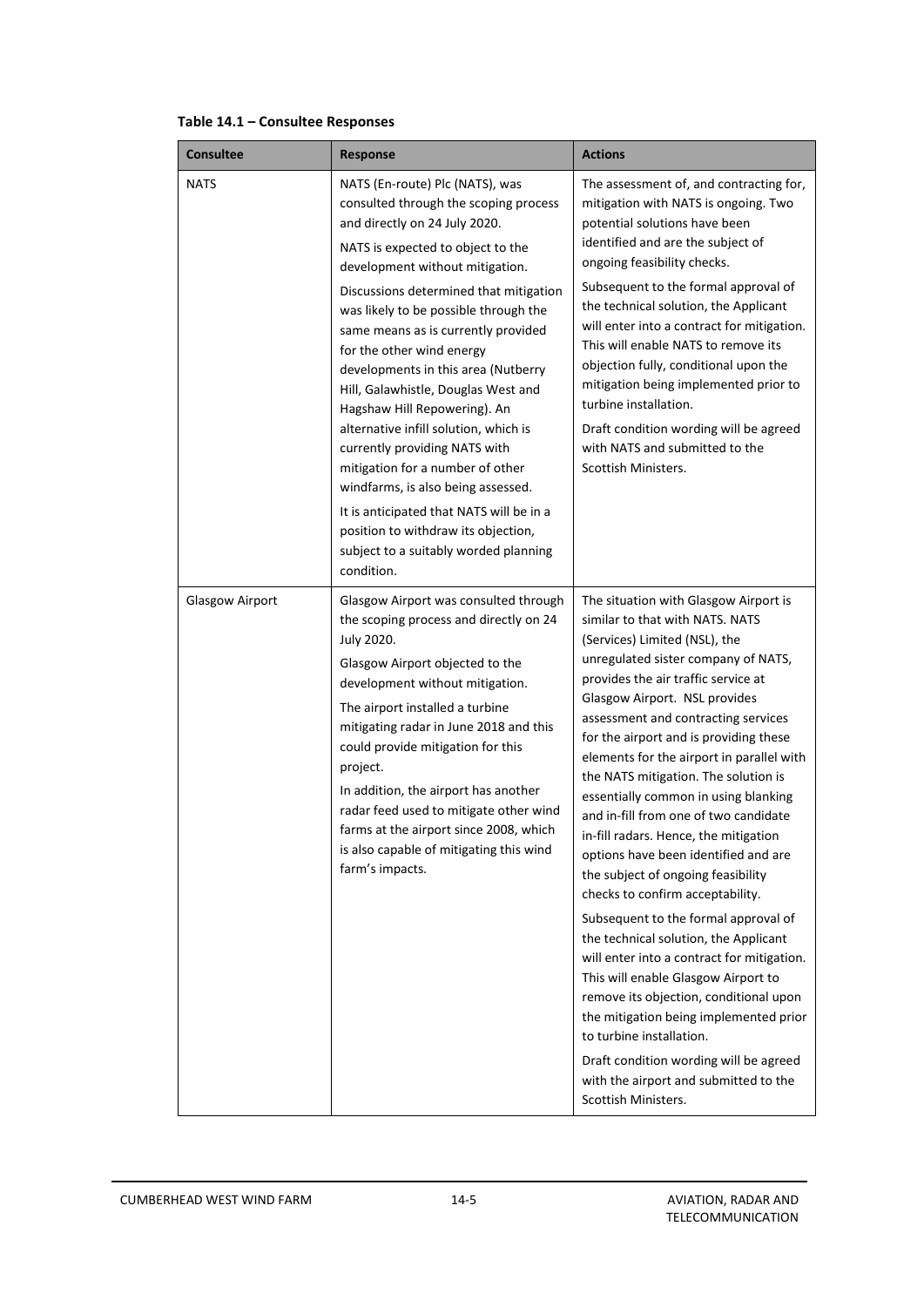**Table 14.1 – Consultee Responses**

| Consultee | Response | Actions |
|---|---|---|
| NATS | NATS (En-route) Plc (NATS), was consulted through the scoping process and directly on 24 July 2020.<br><br>NATS is expected to object to the development without mitigation.<br><br>Discussions determined that mitigation was likely to be possible through the same means as is currently provided for the other wind energy developments in this area (Nutberry Hill, Galawhistle, Douglas West and Hagshaw Hill Repowering). An alternative infill solution, which is currently providing NATS with mitigation for a number of other windfarms, is also being assessed.<br><br>It is anticipated that NATS will be in a position to withdraw its objection, subject to a suitably worded planning condition. | The assessment of, and contracting for, mitigation with NATS is ongoing. Two potential solutions have been identified and are the subject of ongoing feasibility checks.<br><br>Subsequent to the formal approval of the technical solution, the Applicant will enter into a contract for mitigation. This will enable NATS to remove its objection fully, conditional upon the mitigation being implemented prior to turbine installation.<br><br>Draft condition wording will be agreed with NATS and submitted to the Scottish Ministers. |
| Glasgow Airport | Glasgow Airport was consulted through the scoping process and directly on 24 July 2020.<br><br>Glasgow Airport objected to the development without mitigation.<br><br>The airport installed a turbine mitigating radar in June 2018 and this could provide mitigation for this project.<br><br>In addition, the airport has another radar feed used to mitigate other wind farms at the airport since 2008, which is also capable of mitigating this wind farm's impacts. | The situation with Glasgow Airport is similar to that with NATS. NATS (Services) Limited (NSL), the unregulated sister company of NATS, provides the air traffic service at Glasgow Airport. NSL provides assessment and contracting services for the airport and is providing these elements for the airport in parallel with the NATS mitigation. The solution is essentially common in using blanking and in-fill from one of two candidate in-fill radars. Hence, the mitigation options have been identified and are the subject of ongoing feasibility checks to confirm acceptability.<br><br>Subsequent to the formal approval of the technical solution, the Applicant will enter into a contract for mitigation. This will enable Glasgow Airport to remove its objection, conditional upon the mitigation being implemented prior to turbine installation.<br><br>Draft condition wording will be agreed with the airport and submitted to the Scottish Ministers. |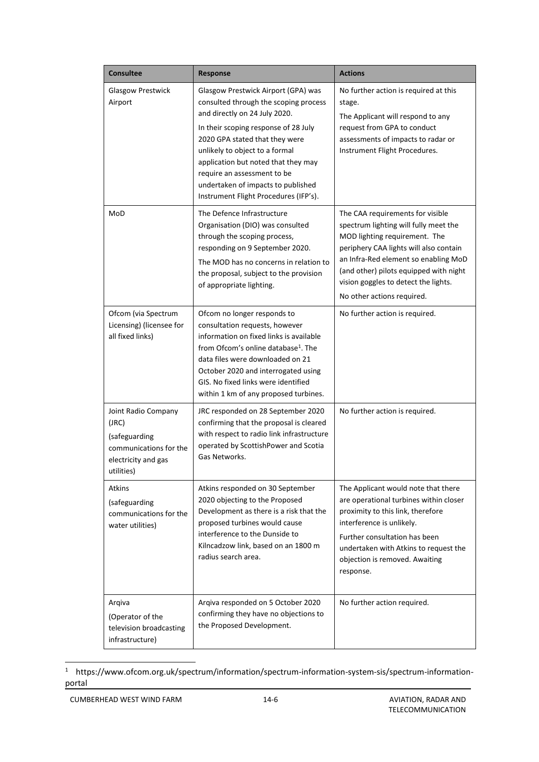| Consultee | Response | Actions |
|---|---|---|
| Glasgow Prestwick Airport | Glasgow Prestwick Airport (GPA) was consulted through the scoping process and directly on 24 July 2020. In their scoping response of 28 July 2020 GPA stated that they were unlikely to object to a formal application but noted that they may require an assessment to be undertaken of impacts to published Instrument Flight Procedures (IFP's). | No further action is required at this stage. The Applicant will respond to any request from GPA to conduct assessments of impacts to radar or Instrument Flight Procedures. |
| MoD | The Defence Infrastructure Organisation (DIO) was consulted through the scoping process, responding on 9 September 2020. The MOD has no concerns in relation to the proposal, subject to the provision of appropriate lighting. | The CAA requirements for visible spectrum lighting will fully meet the MOD lighting requirement. The periphery CAA lights will also contain an Infra-Red element so enabling MoD (and other) pilots equipped with night vision goggles to detect the lights. No other actions required. |
| Ofcom (via Spectrum Licensing) (licensee for all fixed links) | Ofcom no longer responds to consultation requests, however information on fixed links is available from Ofcom's online database[1]. The data files were downloaded on 21 October 2020 and interrogated using GIS. No fixed links were identified within 1 km of any proposed turbines. | No further action is required. |
| Joint Radio Company (JRC) (safeguarding communications for the electricity and gas utilities) | JRC responded on 28 September 2020 confirming that the proposal is cleared with respect to radio link infrastructure operated by ScottishPower and Scotia Gas Networks. | No further action is required. |
| Atkins (safeguarding communications for the water utilities) | Atkins responded on 30 September 2020 objecting to the Proposed Development as there is a risk that the proposed turbines would cause interference to the Dunside to Kilncadzow link, based on an 1800 m radius search area. | The Applicant would note that there are operational turbines within closer proximity to this link, therefore interference is unlikely. Further consultation has been undertaken with Atkins to request the objection is removed. Awaiting response. |
| Arqiva (Operator of the television broadcasting infrastructure) | Arqiva responded on 5 October 2020 confirming they have no objections to the Proposed Development. | No further action required. |

[1] https://www.ofcom.org.uk/spectrum/information/spectrum-information-system-sis/spectrum-information-portal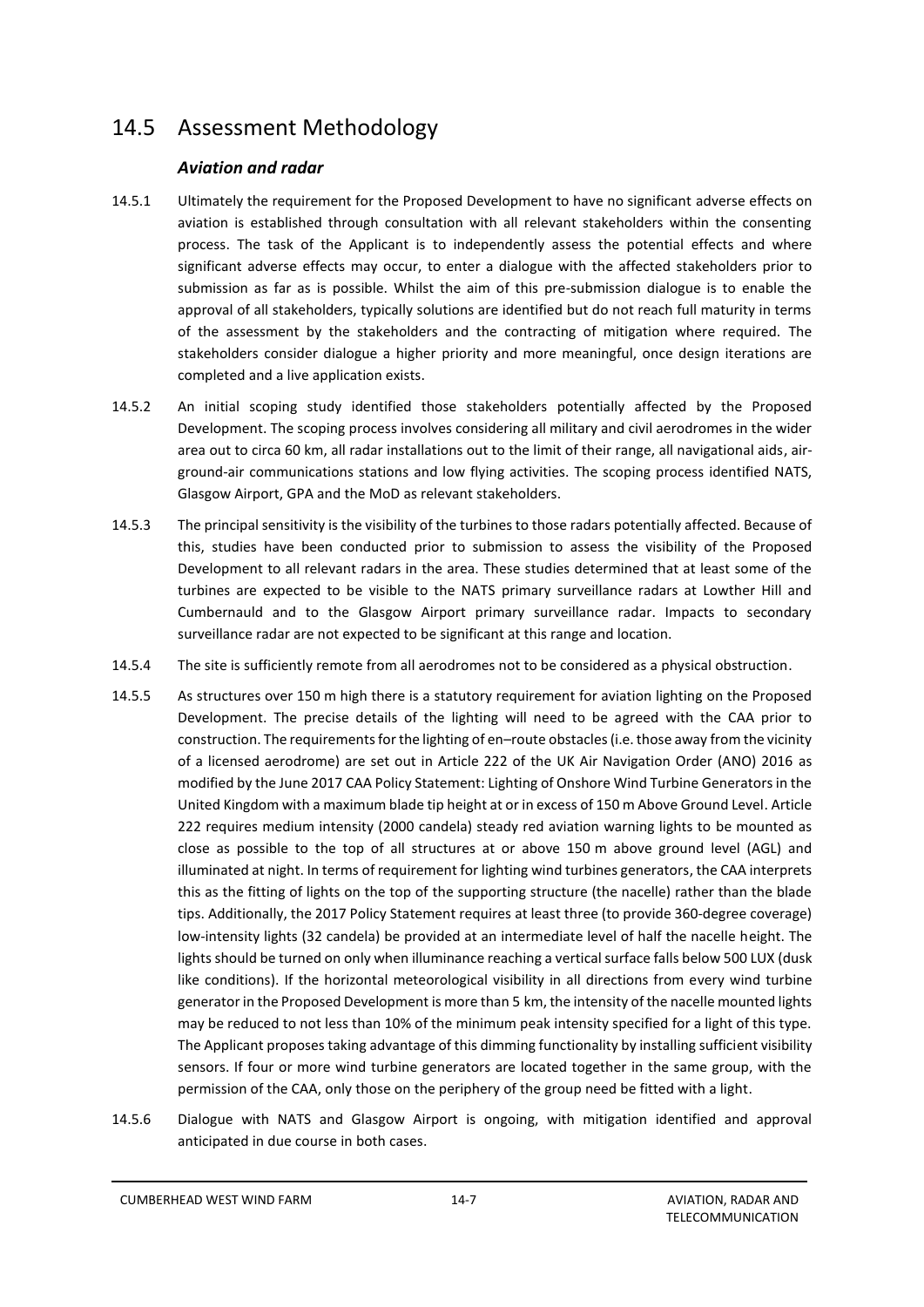## 14.5 Assessment Methodology

### *Aviation and radar*

14.5.1 Ultimately the requirement for the Proposed Development to have no significant adverse effects on aviation is established through consultation with all relevant stakeholders within the consenting process. The task of the Applicant is to independently assess the potential effects and where significant adverse effects may occur, to enter a dialogue with the affected stakeholders prior to submission as far as is possible. Whilst the aim of this pre-submission dialogue is to enable the approval of all stakeholders, typically solutions are identified but do not reach full maturity in terms of the assessment by the stakeholders and the contracting of mitigation where required. The stakeholders consider dialogue a higher priority and more meaningful, once design iterations are completed and a live application exists.

14.5.2 An initial scoping study identified those stakeholders potentially affected by the Proposed Development. The scoping process involves considering all military and civil aerodromes in the wider area out to circa 60 km, all radar installations out to the limit of their range, all navigational aids, air-ground-air communications stations and low flying activities. The scoping process identified NATS, Glasgow Airport, GPA and the MoD as relevant stakeholders.

14.5.3 The principal sensitivity is the visibility of the turbines to those radars potentially affected. Because of this, studies have been conducted prior to submission to assess the visibility of the Proposed Development to all relevant radars in the area. These studies determined that at least some of the turbines are expected to be visible to the NATS primary surveillance radars at Lowther Hill and Cumbernauld and to the Glasgow Airport primary surveillance radar. Impacts to secondary surveillance radar are not expected to be significant at this range and location.

14.5.4 The site is sufficiently remote from all aerodromes not to be considered as a physical obstruction.

14.5.5 As structures over 150 m high there is a statutory requirement for aviation lighting on the Proposed Development. The precise details of the lighting will need to be agreed with the CAA prior to construction. The requirements for the lighting of en–route obstacles (i.e. those away from the vicinity of a licensed aerodrome) are set out in Article 222 of the UK Air Navigation Order (ANO) 2016 as modified by the June 2017 CAA Policy Statement: Lighting of Onshore Wind Turbine Generators in the United Kingdom with a maximum blade tip height at or in excess of 150 m Above Ground Level. Article 222 requires medium intensity (2000 candela) steady red aviation warning lights to be mounted as close as possible to the top of all structures at or above 150 m above ground level (AGL) and illuminated at night. In terms of requirement for lighting wind turbines generators, the CAA interprets this as the fitting of lights on the top of the supporting structure (the nacelle) rather than the blade tips. Additionally, the 2017 Policy Statement requires at least three (to provide 360-degree coverage) low-intensity lights (32 candela) be provided at an intermediate level of half the nacelle height. The lights should be turned on only when illuminance reaching a vertical surface falls below 500 LUX (dusk like conditions). If the horizontal meteorological visibility in all directions from every wind turbine generator in the Proposed Development is more than 5 km, the intensity of the nacelle mounted lights may be reduced to not less than 10% of the minimum peak intensity specified for a light of this type. The Applicant proposes taking advantage of this dimming functionality by installing sufficient visibility sensors. If four or more wind turbine generators are located together in the same group, with the permission of the CAA, only those on the periphery of the group need be fitted with a light.

14.5.6 Dialogue with NATS and Glasgow Airport is ongoing, with mitigation identified and approval anticipated in due course in both cases.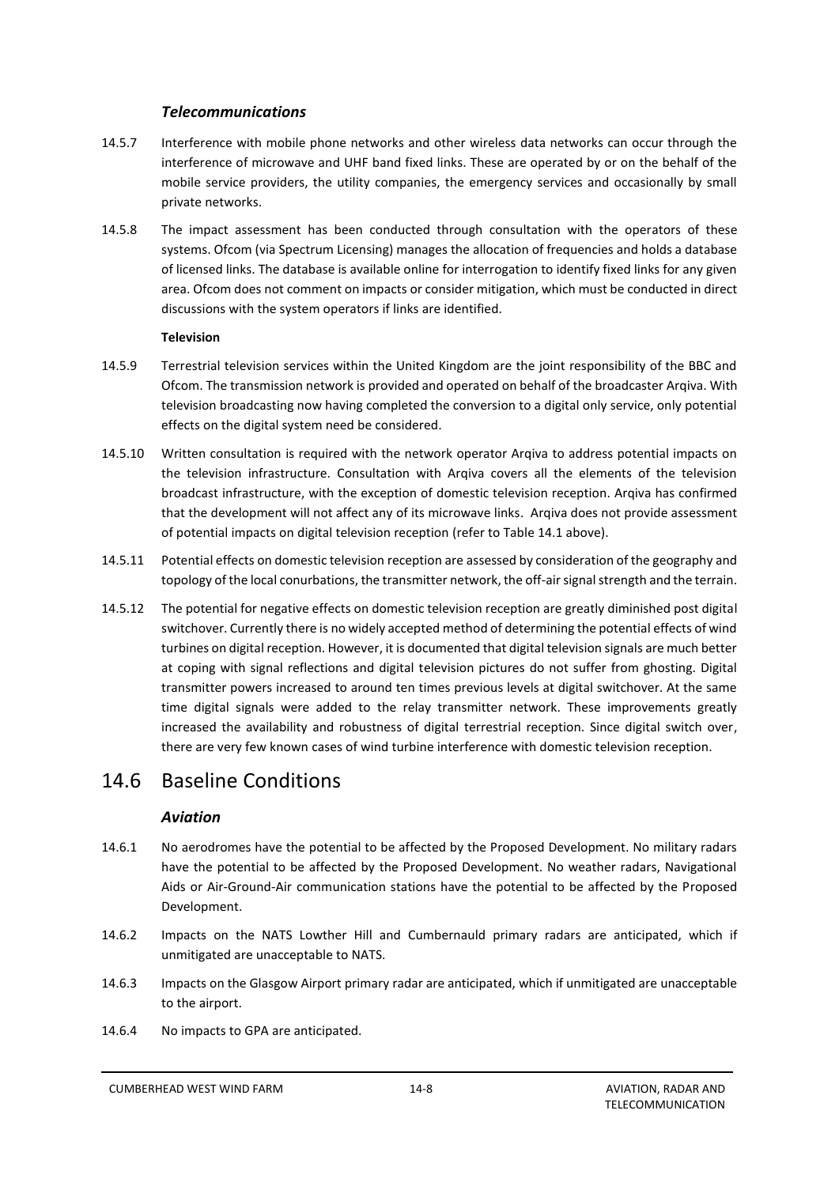### *Telecommunications*

14.5.7 Interference with mobile phone networks and other wireless data networks can occur through the interference of microwave and UHF band fixed links. These are operated by or on the behalf of the mobile service providers, the utility companies, the emergency services and occasionally by small private networks.

14.5.8 The impact assessment has been conducted through consultation with the operators of these systems. Ofcom (via Spectrum Licensing) manages the allocation of frequencies and holds a database of licensed links. The database is available online for interrogation to identify fixed links for any given area. Ofcom does not comment on impacts or consider mitigation, which must be conducted in direct discussions with the system operators if links are identified.

**Television**

14.5.9 Terrestrial television services within the United Kingdom are the joint responsibility of the BBC and Ofcom. The transmission network is provided and operated on behalf of the broadcaster Arqiva. With television broadcasting now having completed the conversion to a digital only service, only potential effects on the digital system need be considered.

14.5.10 Written consultation is required with the network operator Arqiva to address potential impacts on the television infrastructure. Consultation with Arqiva covers all the elements of the television broadcast infrastructure, with the exception of domestic television reception. Arqiva has confirmed that the development will not affect any of its microwave links. Arqiva does not provide assessment of potential impacts on digital television reception (refer to Table 14.1 above).

14.5.11 Potential effects on domestic television reception are assessed by consideration of the geography and topology of the local conurbations, the transmitter network, the off-air signal strength and the terrain.

14.5.12 The potential for negative effects on domestic television reception are greatly diminished post digital switchover. Currently there is no widely accepted method of determining the potential effects of wind turbines on digital reception. However, it is documented that digital television signals are much better at coping with signal reflections and digital television pictures do not suffer from ghosting. Digital transmitter powers increased to around ten times previous levels at digital switchover. At the same time digital signals were added to the relay transmitter network. These improvements greatly increased the availability and robustness of digital terrestrial reception. Since digital switch over, there are very few known cases of wind turbine interference with domestic television reception.

## 14.6 Baseline Conditions

### *Aviation*

14.6.1 No aerodromes have the potential to be affected by the Proposed Development. No military radars have the potential to be affected by the Proposed Development. No weather radars, Navigational Aids or Air-Ground-Air communication stations have the potential to be affected by the Proposed Development.

14.6.2 Impacts on the NATS Lowther Hill and Cumbernauld primary radars are anticipated, which if unmitigated are unacceptable to NATS.

14.6.3 Impacts on the Glasgow Airport primary radar are anticipated, which if unmitigated are unacceptable to the airport.

14.6.4 No impacts to GPA are anticipated.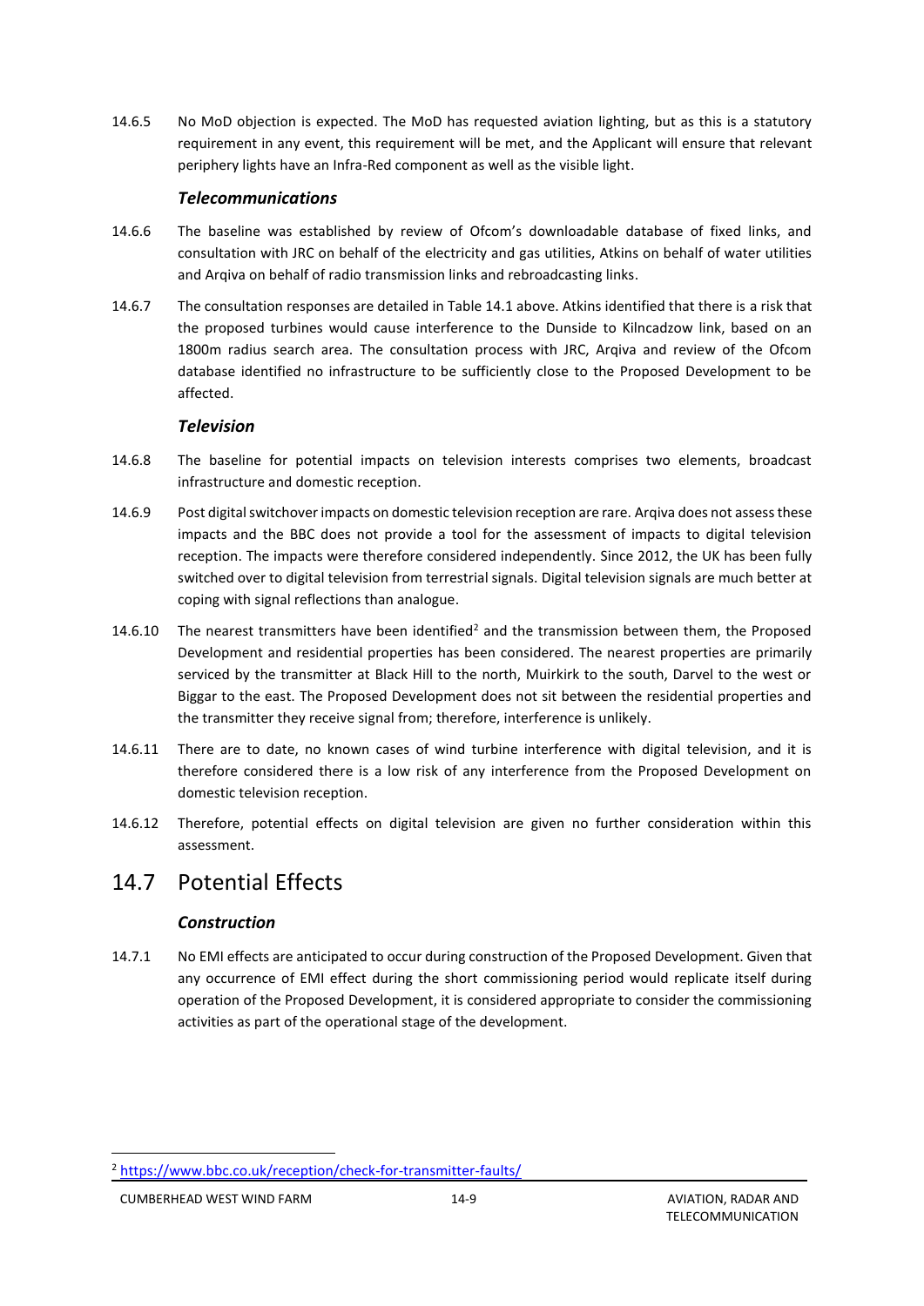14.6.5 No MoD objection is expected. The MoD has requested aviation lighting, but as this is a statutory requirement in any event, this requirement will be met, and the Applicant will ensure that relevant periphery lights have an Infra-Red component as well as the visible light.

### *Telecommunications*

14.6.6 The baseline was established by review of Ofcom's downloadable database of fixed links, and consultation with JRC on behalf of the electricity and gas utilities, Atkins on behalf of water utilities and Arqiva on behalf of radio transmission links and rebroadcasting links.

14.6.7 The consultation responses are detailed in Table 14.1 above. Atkins identified that there is a risk that the proposed turbines would cause interference to the Dunside to Kilncadzow link, based on an 1800m radius search area. The consultation process with JRC, Arqiva and review of the Ofcom database identified no infrastructure to be sufficiently close to the Proposed Development to be affected.

### *Television*

14.6.8 The baseline for potential impacts on television interests comprises two elements, broadcast infrastructure and domestic reception.

14.6.9 Post digital switchover impacts on domestic television reception are rare. Arqiva does not assess these impacts and the BBC does not provide a tool for the assessment of impacts to digital television reception. The impacts were therefore considered independently. Since 2012, the UK has been fully switched over to digital television from terrestrial signals. Digital television signals are much better at coping with signal reflections than analogue.

14.6.10 The nearest transmitters have been identified[2] and the transmission between them, the Proposed Development and residential properties has been considered. The nearest properties are primarily serviced by the transmitter at Black Hill to the north, Muirkirk to the south, Darvel to the west or Biggar to the east. The Proposed Development does not sit between the residential properties and the transmitter they receive signal from; therefore, interference is unlikely.

14.6.11 There are to date, no known cases of wind turbine interference with digital television, and it is therefore considered there is a low risk of any interference from the Proposed Development on domestic television reception.

14.6.12 Therefore, potential effects on digital television are given no further consideration within this assessment.

## 14.7 Potential Effects

### *Construction*

14.7.1 No EMI effects are anticipated to occur during construction of the Proposed Development. Given that any occurrence of EMI effect during the short commissioning period would replicate itself during operation of the Proposed Development, it is considered appropriate to consider the commissioning activities as part of the operational stage of the development.

[2] https://www.bbc.co.uk/reception/check-for-transmitter-faults/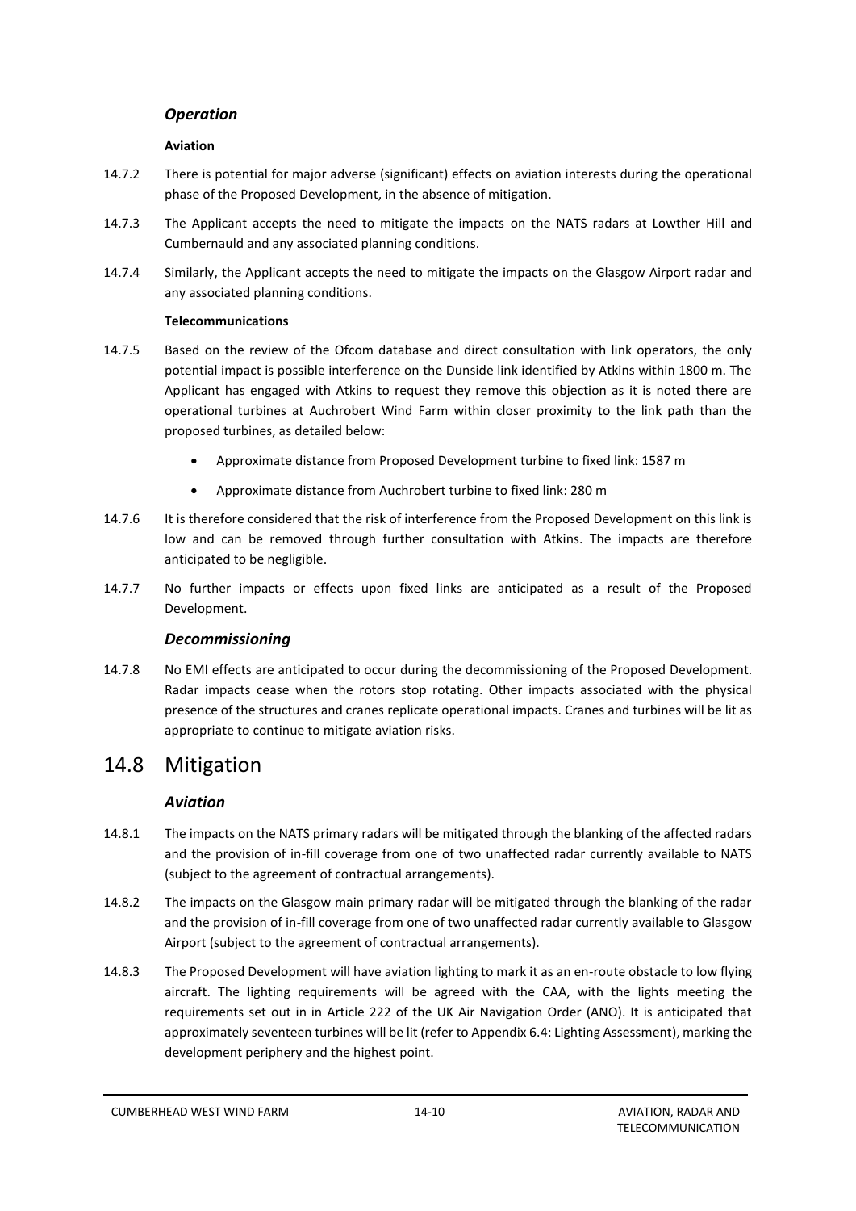### *Operation*

**Aviation**

14.7.2 There is potential for major adverse (significant) effects on aviation interests during the operational phase of the Proposed Development, in the absence of mitigation.

14.7.3 The Applicant accepts the need to mitigate the impacts on the NATS radars at Lowther Hill and Cumbernauld and any associated planning conditions.

14.7.4 Similarly, the Applicant accepts the need to mitigate the impacts on the Glasgow Airport radar and any associated planning conditions.

**Telecommunications**

14.7.5 Based on the review of the Ofcom database and direct consultation with link operators, the only potential impact is possible interference on the Dunside link identified by Atkins within 1800 m. The Applicant has engaged with Atkins to request they remove this objection as it is noted there are operational turbines at Auchrobert Wind Farm within closer proximity to the link path than the proposed turbines, as detailed below:

- Approximate distance from Proposed Development turbine to fixed link: 1587 m
- Approximate distance from Auchrobert turbine to fixed link: 280 m

14.7.6 It is therefore considered that the risk of interference from the Proposed Development on this link is low and can be removed through further consultation with Atkins. The impacts are therefore anticipated to be negligible.

14.7.7 No further impacts or effects upon fixed links are anticipated as a result of the Proposed Development.

### *Decommissioning*

14.7.8 No EMI effects are anticipated to occur during the decommissioning of the Proposed Development. Radar impacts cease when the rotors stop rotating. Other impacts associated with the physical presence of the structures and cranes replicate operational impacts. Cranes and turbines will be lit as appropriate to continue to mitigate aviation risks.

## 14.8 Mitigation

### *Aviation*

14.8.1 The impacts on the NATS primary radars will be mitigated through the blanking of the affected radars and the provision of in-fill coverage from one of two unaffected radar currently available to NATS (subject to the agreement of contractual arrangements).

14.8.2 The impacts on the Glasgow main primary radar will be mitigated through the blanking of the radar and the provision of in-fill coverage from one of two unaffected radar currently available to Glasgow Airport (subject to the agreement of contractual arrangements).

14.8.3 The Proposed Development will have aviation lighting to mark it as an en-route obstacle to low flying aircraft. The lighting requirements will be agreed with the CAA, with the lights meeting the requirements set out in in Article 222 of the UK Air Navigation Order (ANO). It is anticipated that approximately seventeen turbines will be lit (refer to Appendix 6.4: Lighting Assessment), marking the development periphery and the highest point.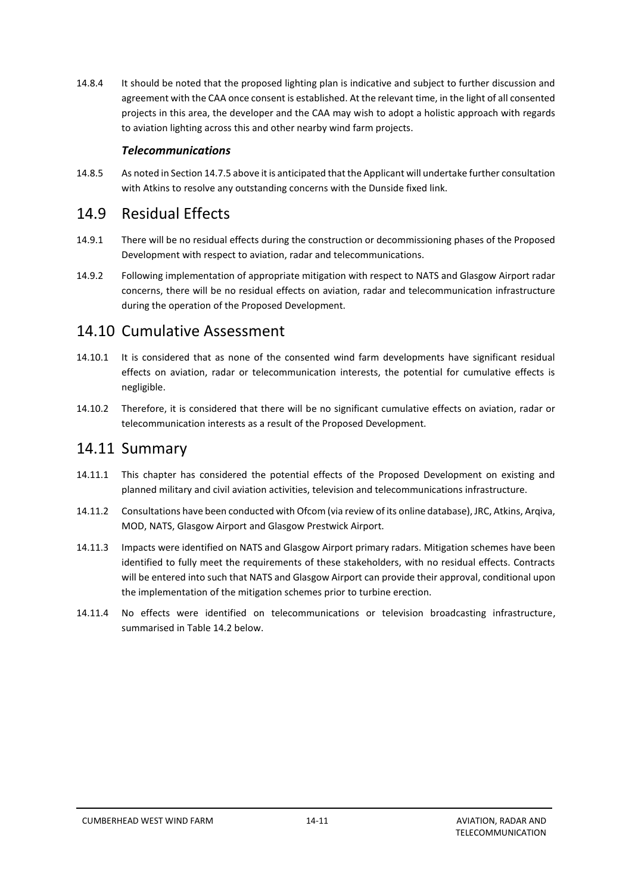14.8.4 It should be noted that the proposed lighting plan is indicative and subject to further discussion and agreement with the CAA once consent is established. At the relevant time, in the light of all consented projects in this area, the developer and the CAA may wish to adopt a holistic approach with regards to aviation lighting across this and other nearby wind farm projects.

### *Telecommunications*

14.8.5 As noted in Section 14.7.5 above it is anticipated that the Applicant will undertake further consultation with Atkins to resolve any outstanding concerns with the Dunside fixed link.

## 14.9 Residual Effects

14.9.1 There will be no residual effects during the construction or decommissioning phases of the Proposed Development with respect to aviation, radar and telecommunications.

14.9.2 Following implementation of appropriate mitigation with respect to NATS and Glasgow Airport radar concerns, there will be no residual effects on aviation, radar and telecommunication infrastructure during the operation of the Proposed Development.

## 14.10 Cumulative Assessment

14.10.1 It is considered that as none of the consented wind farm developments have significant residual effects on aviation, radar or telecommunication interests, the potential for cumulative effects is negligible.

14.10.2 Therefore, it is considered that there will be no significant cumulative effects on aviation, radar or telecommunication interests as a result of the Proposed Development.

## 14.11 Summary

14.11.1 This chapter has considered the potential effects of the Proposed Development on existing and planned military and civil aviation activities, television and telecommunications infrastructure.

14.11.2 Consultations have been conducted with Ofcom (via review of its online database), JRC, Atkins, Arqiva, MOD, NATS, Glasgow Airport and Glasgow Prestwick Airport.

14.11.3 Impacts were identified on NATS and Glasgow Airport primary radars. Mitigation schemes have been identified to fully meet the requirements of these stakeholders, with no residual effects. Contracts will be entered into such that NATS and Glasgow Airport can provide their approval, conditional upon the implementation of the mitigation schemes prior to turbine erection.

14.11.4 No effects were identified on telecommunications or television broadcasting infrastructure, summarised in Table 14.2 below.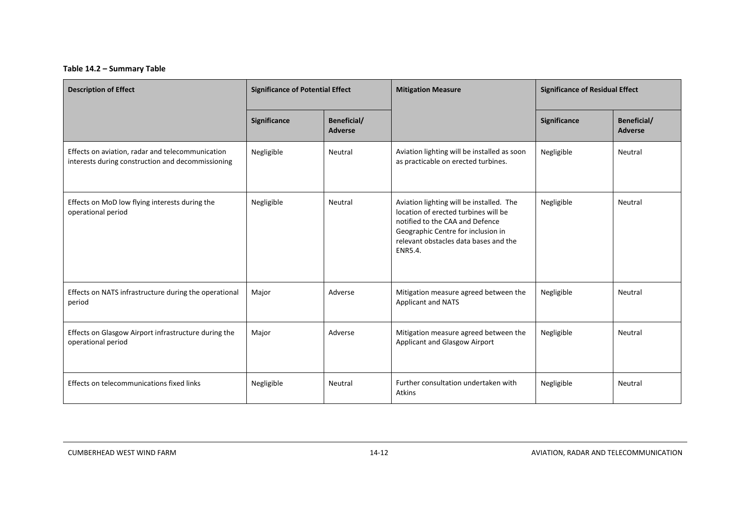**Table 14.2 – Summary Table**

| Description of Effect | Significance of Potential Effect | | Mitigation Measure | Significance of Residual Effect | |
|---|---|---|---|---|---|
| | Significance | Beneficial/ Adverse | | Significance | Beneficial/ Adverse |
| Effects on aviation, radar and telecommunication interests during construction and decommissioning | Negligible | Neutral | Aviation lighting will be installed as soon as practicable on erected turbines. | Negligible | Neutral |
| Effects on MoD low flying interests during the operational period | Negligible | Neutral | Aviation lighting will be installed. The location of erected turbines will be notified to the CAA and Defence Geographic Centre for inclusion in relevant obstacles data bases and the ENR5.4. | Negligible | Neutral |
| Effects on NATS infrastructure during the operational period | Major | Adverse | Mitigation measure agreed between the Applicant and NATS | Negligible | Neutral |
| Effects on Glasgow Airport infrastructure during the operational period | Major | Adverse | Mitigation measure agreed between the Applicant and Glasgow Airport | Negligible | Neutral |
| Effects on telecommunications fixed links | Negligible | Neutral | Further consultation undertaken with Atkins | Negligible | Neutral |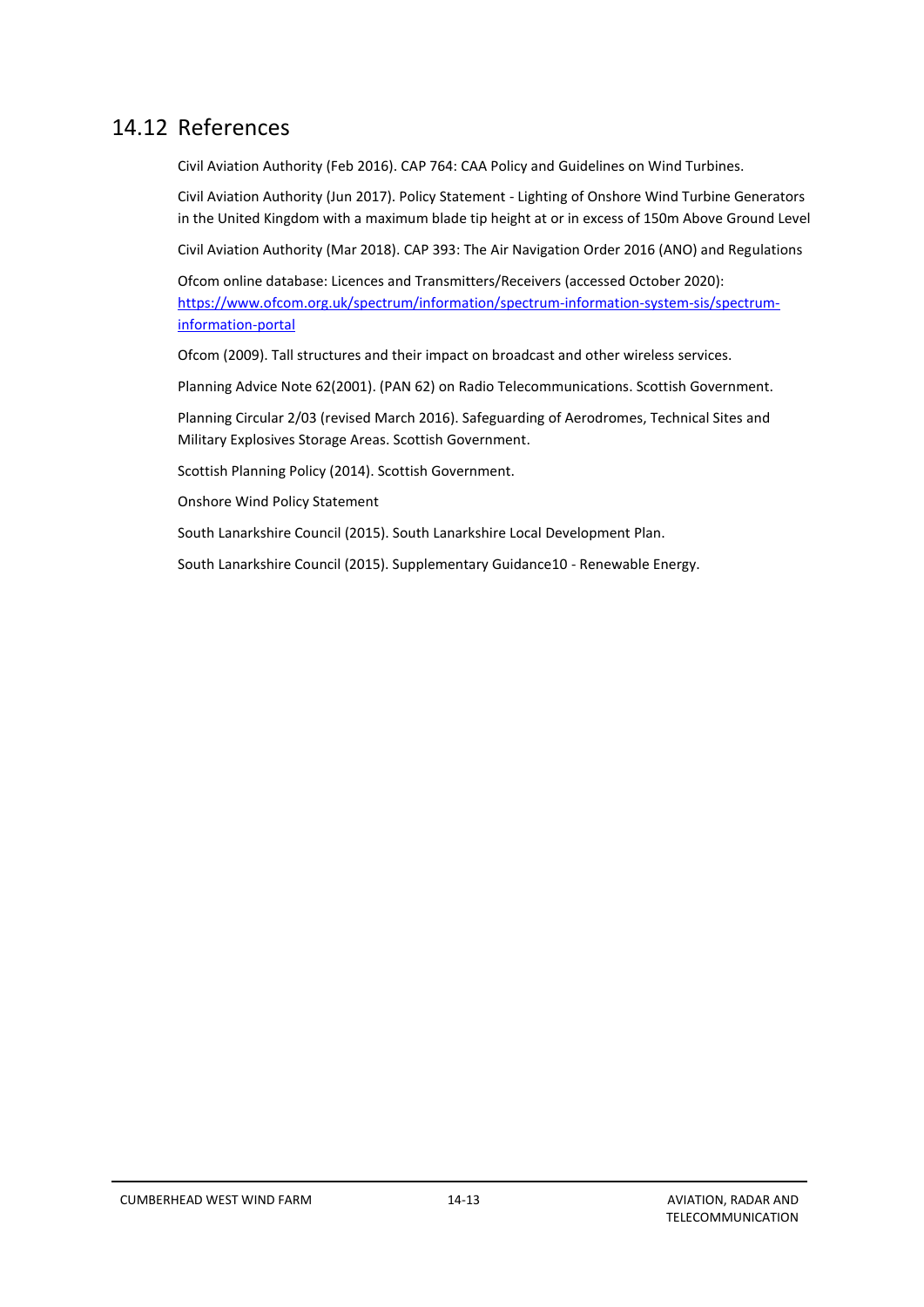## 14.12 References

Civil Aviation Authority (Feb 2016). CAP 764: CAA Policy and Guidelines on Wind Turbines.

Civil Aviation Authority (Jun 2017). Policy Statement - Lighting of Onshore Wind Turbine Generators in the United Kingdom with a maximum blade tip height at or in excess of 150m Above Ground Level

Civil Aviation Authority (Mar 2018). CAP 393: The Air Navigation Order 2016 (ANO) and Regulations

Ofcom online database: Licences and Transmitters/Receivers (accessed October 2020): [https://www.ofcom.org.uk/spectrum/information/spectrum-information-system-sis/spectrum-information-portal](https://www.ofcom.org.uk/spectrum/information/spectrum-information-system-sis/spectrum-information-portal)

Ofcom (2009). Tall structures and their impact on broadcast and other wireless services.

Planning Advice Note 62(2001). (PAN 62) on Radio Telecommunications. Scottish Government.

Planning Circular 2/03 (revised March 2016). Safeguarding of Aerodromes, Technical Sites and Military Explosives Storage Areas. Scottish Government.

Scottish Planning Policy (2014). Scottish Government.

Onshore Wind Policy Statement

South Lanarkshire Council (2015). South Lanarkshire Local Development Plan.

South Lanarkshire Council (2015). Supplementary Guidance10 - Renewable Energy.